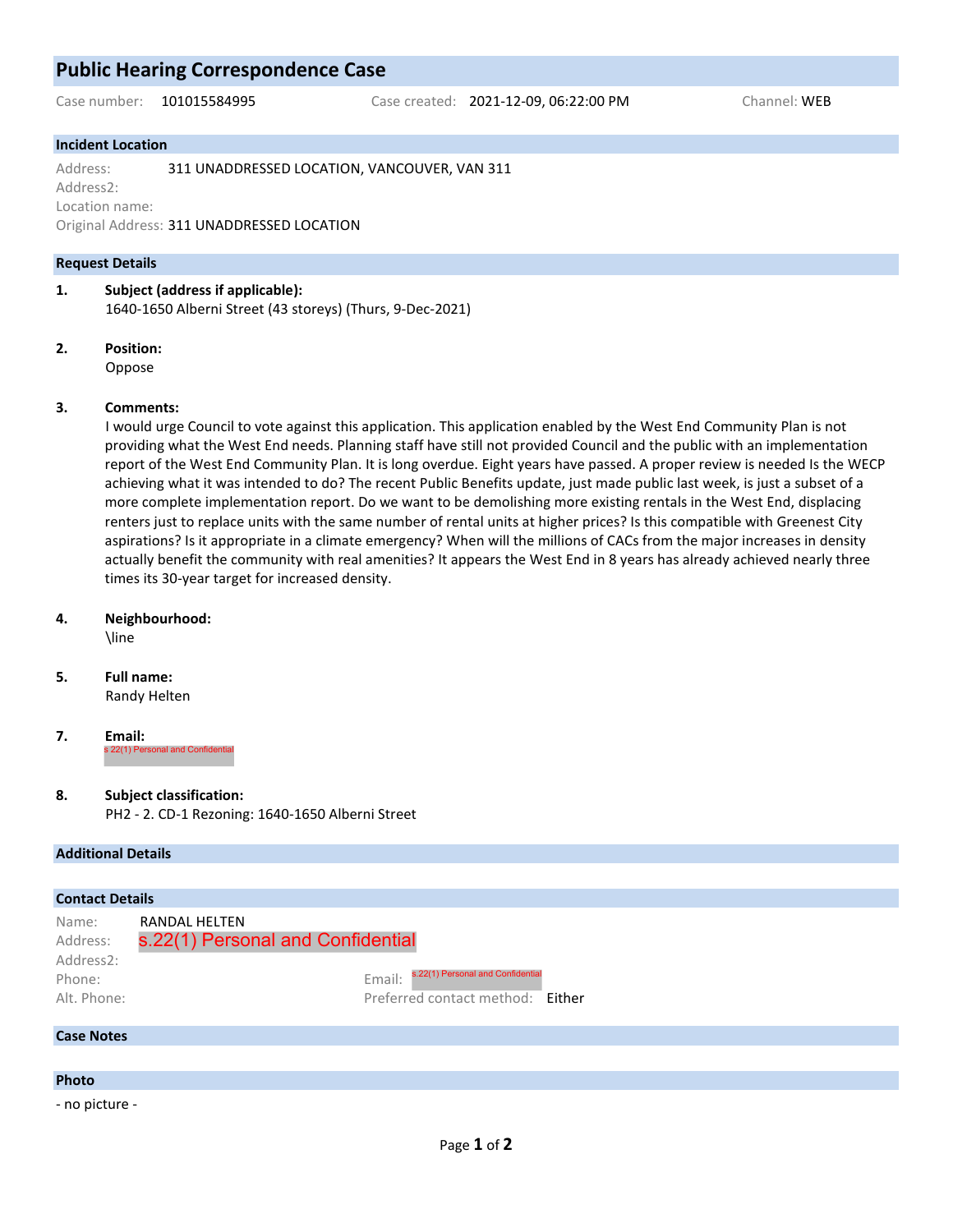# Public Hearing Correspondence Case

Case number: 101015584995 Case created: 2021-12-09, 06:22:00 PM Channel: WEB

## Incident Location

Address: 311 UNADDRESSED LOCATION, VANCOUVER, VAN 311
Address2:
Location name:
Original Address: 311 UNADDRESSED LOCATION

## Request Details

1. **Subject (address if applicable):**
   1640-1650 Alberni Street (43 storeys) (Thurs, 9-Dec-2021)

2. **Position:**
   Oppose

3. **Comments:**
   I would urge Council to vote against this application. This application enabled by the West End Community Plan is not providing what the West End needs. Planning staff have still not provided Council and the public with an implementation report of the West End Community Plan. It is long overdue. Eight years have passed. A proper review is needed Is the WECP achieving what it was intended to do? The recent Public Benefits update, just made public last week, is just a subset of a more complete implementation report. Do we want to be demolishing more existing rentals in the West End, displacing renters just to replace units with the same number of rental units at higher prices? Is this compatible with Greenest City aspirations? Is it appropriate in a climate emergency? When will the millions of CACs from the major increases in density actually benefit the community with real amenities? It appears the West End in 8 years has already achieved nearly three times its 30-year target for increased density.

4. **Neighbourhood:**
   \line

5. **Full name:**
   Randy Helten

7. **Email:**
   s.22(1) Personal and Confidential

8. **Subject classification:**
   PH2 - 2. CD-1 Rezoning: 1640-1650 Alberni Street

## Additional Details

## Contact Details

Name: RANDAL HELTEN
Address: s.22(1) Personal and Confidential
Address2:
Phone: Email: s.22(1) Personal and Confidential
Alt. Phone: Preferred contact method: Either

## Case Notes

## Photo

- no picture -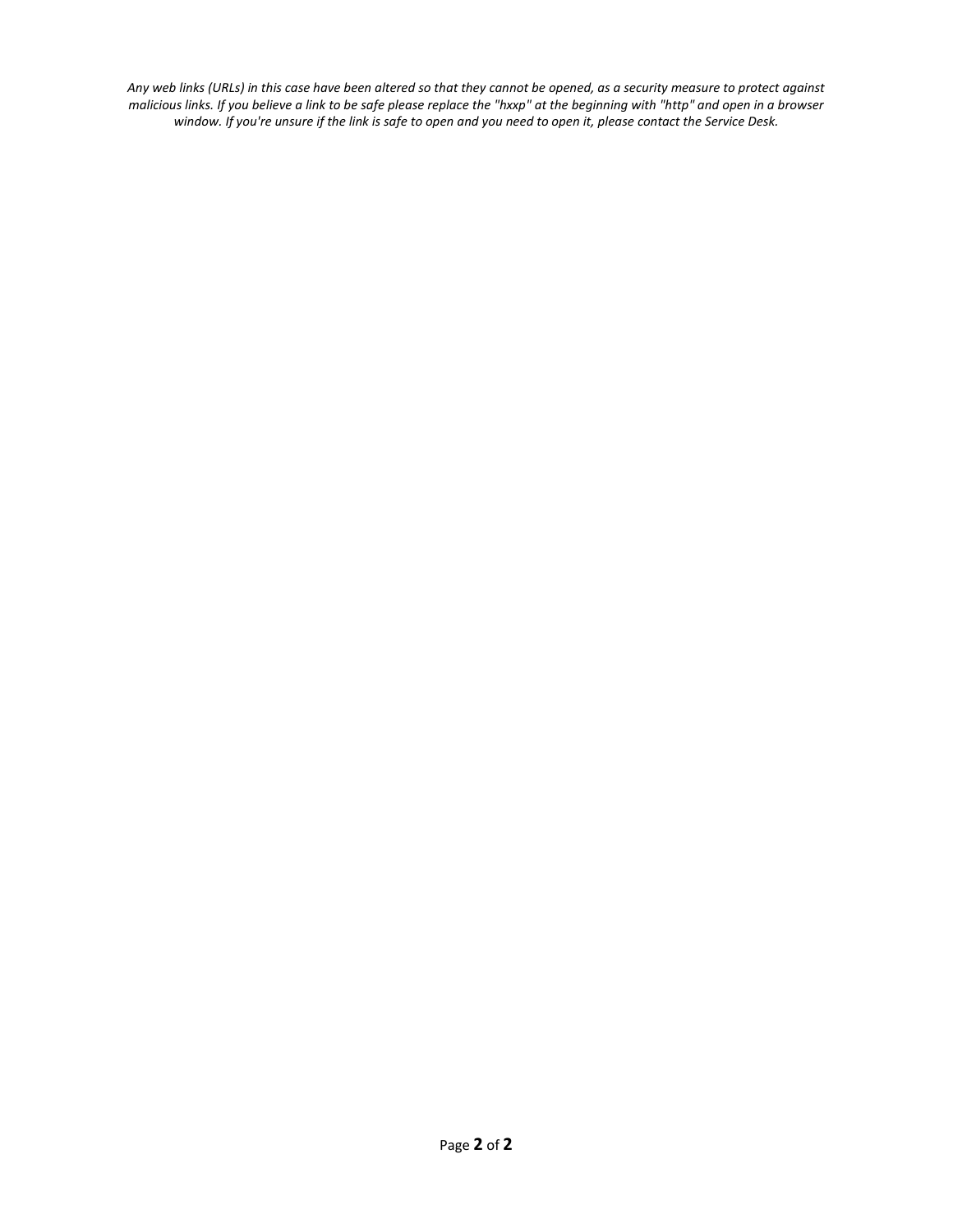*Any web links (URLs) in this case have been altered so that they cannot be opened, as a security measure to protect against malicious links. If you believe a link to be safe please replace the "hxxp" at the beginning with "http" and open in a browser window. If you're unsure if the link is safe to open and you need to open it, please contact the Service Desk.*